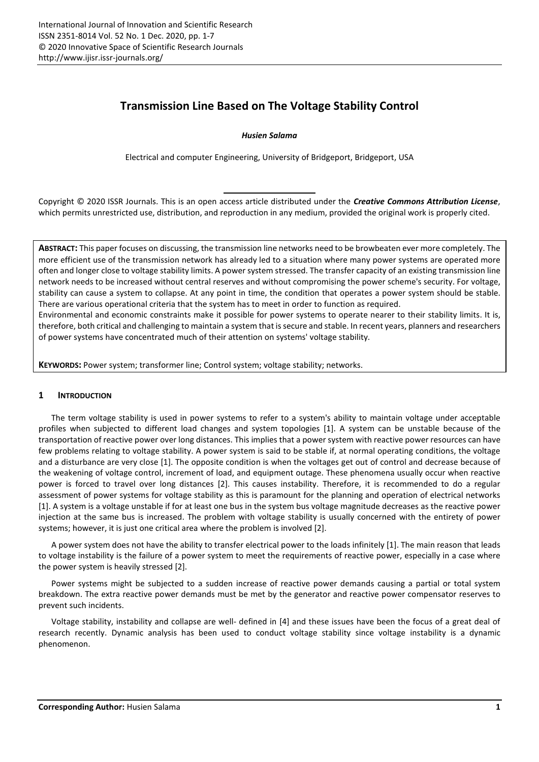# Transmission Line Based on The Voltage Stability Control

***Husien Salama***

Electrical and computer Engineering, University of Bridgeport, Bridgeport, USA

Copyright © 2020 ISSR Journals. This is an open access article distributed under the ***Creative Commons Attribution License***, which permits unrestricted use, distribution, and reproduction in any medium, provided the original work is properly cited.

**ABSTRACT:** This paper focuses on discussing, the transmission line networks need to be browbeaten ever more completely. The more efficient use of the transmission network has already led to a situation where many power systems are operated more often and longer close to voltage stability limits. A power system stressed. The transfer capacity of an existing transmission line network needs to be increased without central reserves and without compromising the power scheme's security. For voltage, stability can cause a system to collapse. At any point in time, the condition that operates a power system should be stable. There are various operational criteria that the system has to meet in order to function as required.

Environmental and economic constraints make it possible for power systems to operate nearer to their stability limits. It is, therefore, both critical and challenging to maintain a system that is secure and stable. In recent years, planners and researchers of power systems have concentrated much of their attention on systems' voltage stability.

**KEYWORDS:** Power system; transformer line; Control system; voltage stability; networks.

## 1 INTRODUCTION

The term voltage stability is used in power systems to refer to a system's ability to maintain voltage under acceptable profiles when subjected to different load changes and system topologies [1]. A system can be unstable because of the transportation of reactive power over long distances. This implies that a power system with reactive power resources can have few problems relating to voltage stability. A power system is said to be stable if, at normal operating conditions, the voltage and a disturbance are very close [1]. The opposite condition is when the voltages get out of control and decrease because of the weakening of voltage control, increment of load, and equipment outage. These phenomena usually occur when reactive power is forced to travel over long distances [2]. This causes instability. Therefore, it is recommended to do a regular assessment of power systems for voltage stability as this is paramount for the planning and operation of electrical networks [1]. A system is a voltage unstable if for at least one bus in the system bus voltage magnitude decreases as the reactive power injection at the same bus is increased. The problem with voltage stability is usually concerned with the entirety of power systems; however, it is just one critical area where the problem is involved [2].

A power system does not have the ability to transfer electrical power to the loads infinitely [1]. The main reason that leads to voltage instability is the failure of a power system to meet the requirements of reactive power, especially in a case where the power system is heavily stressed [2].

Power systems might be subjected to a sudden increase of reactive power demands causing a partial or total system breakdown. The extra reactive power demands must be met by the generator and reactive power compensator reserves to prevent such incidents.

Voltage stability, instability and collapse are well- defined in [4] and these issues have been the focus of a great deal of research recently. Dynamic analysis has been used to conduct voltage stability since voltage instability is a dynamic phenomenon.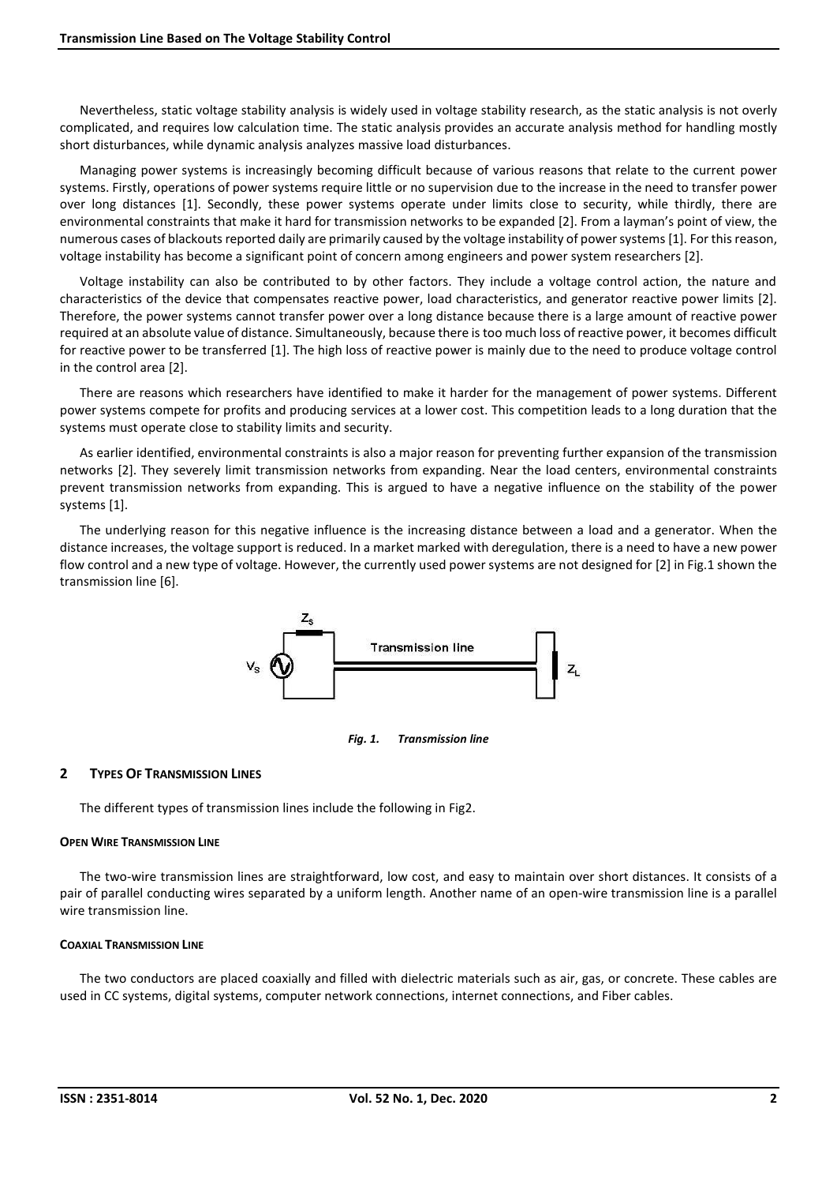Nevertheless, static voltage stability analysis is widely used in voltage stability research, as the static analysis is not overly complicated, and requires low calculation time. The static analysis provides an accurate analysis method for handling mostly short disturbances, while dynamic analysis analyzes massive load disturbances.

Managing power systems is increasingly becoming difficult because of various reasons that relate to the current power systems. Firstly, operations of power systems require little or no supervision due to the increase in the need to transfer power over long distances [1]. Secondly, these power systems operate under limits close to security, while thirdly, there are environmental constraints that make it hard for transmission networks to be expanded [2]. From a layman's point of view, the numerous cases of blackouts reported daily are primarily caused by the voltage instability of power systems [1]. For this reason, voltage instability has become a significant point of concern among engineers and power system researchers [2].

Voltage instability can also be contributed to by other factors. They include a voltage control action, the nature and characteristics of the device that compensates reactive power, load characteristics, and generator reactive power limits [2]. Therefore, the power systems cannot transfer power over a long distance because there is a large amount of reactive power required at an absolute value of distance. Simultaneously, because there is too much loss of reactive power, it becomes difficult for reactive power to be transferred [1]. The high loss of reactive power is mainly due to the need to produce voltage control in the control area [2].

There are reasons which researchers have identified to make it harder for the management of power systems. Different power systems compete for profits and producing services at a lower cost. This competition leads to a long duration that the systems must operate close to stability limits and security.

As earlier identified, environmental constraints is also a major reason for preventing further expansion of the transmission networks [2]. They severely limit transmission networks from expanding. Near the load centers, environmental constraints prevent transmission networks from expanding. This is argued to have a negative influence on the stability of the power systems [1].

The underlying reason for this negative influence is the increasing distance between a load and a generator. When the distance increases, the voltage support is reduced. In a market marked with deregulation, there is a need to have a new power flow control and a new type of voltage. However, the currently used power systems are not designed for [2] in Fig.1 shown the transmission line [6].

*Fig. 1. Transmission line*

## 2 TYPES OF TRANSMISSION LINES

The different types of transmission lines include the following in Fig2.

#### OPEN WIRE TRANSMISSION LINE

The two-wire transmission lines are straightforward, low cost, and easy to maintain over short distances. It consists of a pair of parallel conducting wires separated by a uniform length. Another name of an open-wire transmission line is a parallel wire transmission line.

#### COAXIAL TRANSMISSION LINE

The two conductors are placed coaxially and filled with dielectric materials such as air, gas, or concrete. These cables are used in CC systems, digital systems, computer network connections, internet connections, and Fiber cables.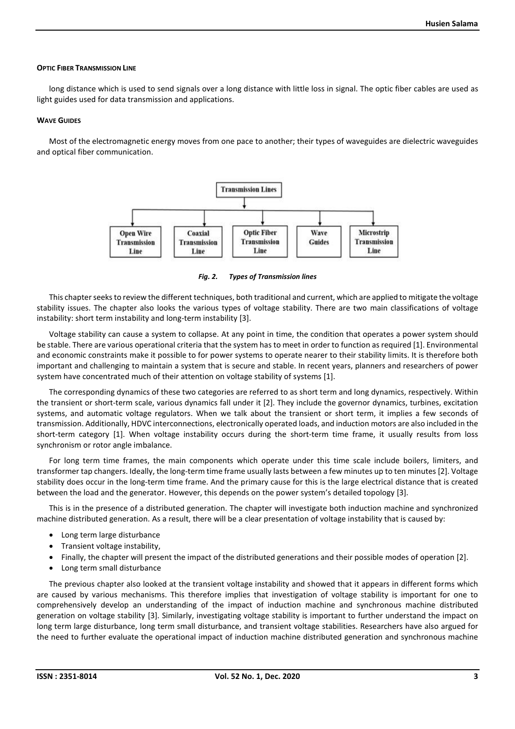#### OPTIC FIBER TRANSMISSION LINE

long distance which is used to send signals over a long distance with little loss in signal. The optic fiber cables are used as light guides used for data transmission and applications.

#### WAVE GUIDES

Most of the electromagnetic energy moves from one pace to another; their types of waveguides are dielectric waveguides and optical fiber communication.

*Fig. 2. Types of Transmission lines*

This chapter seeks to review the different techniques, both traditional and current, which are applied to mitigate the voltage stability issues. The chapter also looks the various types of voltage stability. There are two main classifications of voltage instability: short term instability and long-term instability [3].

Voltage stability can cause a system to collapse. At any point in time, the condition that operates a power system should be stable. There are various operational criteria that the system has to meet in order to function as required [1]. Environmental and economic constraints make it possible to for power systems to operate nearer to their stability limits. It is therefore both important and challenging to maintain a system that is secure and stable. In recent years, planners and researchers of power system have concentrated much of their attention on voltage stability of systems [1].

The corresponding dynamics of these two categories are referred to as short term and long dynamics, respectively. Within the transient or short-term scale, various dynamics fall under it [2]. They include the governor dynamics, turbines, excitation systems, and automatic voltage regulators. When we talk about the transient or short term, it implies a few seconds of transmission. Additionally, HDVC interconnections, electronically operated loads, and induction motors are also included in the short-term category [1]. When voltage instability occurs during the short-term time frame, it usually results from loss synchronism or rotor angle imbalance.

For long term time frames, the main components which operate under this time scale include boilers, limiters, and transformer tap changers. Ideally, the long-term time frame usually lasts between a few minutes up to ten minutes [2]. Voltage stability does occur in the long-term time frame. And the primary cause for this is the large electrical distance that is created between the load and the generator. However, this depends on the power system's detailed topology [3].

This is in the presence of a distributed generation. The chapter will investigate both induction machine and synchronized machine distributed generation. As a result, there will be a clear presentation of voltage instability that is caused by:

- Long term large disturbance
- Transient voltage instability,
- Finally, the chapter will present the impact of the distributed generations and their possible modes of operation [2].
- Long term small disturbance

The previous chapter also looked at the transient voltage instability and showed that it appears in different forms which are caused by various mechanisms. This therefore implies that investigation of voltage stability is important for one to comprehensively develop an understanding of the impact of induction machine and synchronous machine distributed generation on voltage stability [3]. Similarly, investigating voltage stability is important to further understand the impact on long term large disturbance, long term small disturbance, and transient voltage stabilities. Researchers have also argued for the need to further evaluate the operational impact of induction machine distributed generation and synchronous machine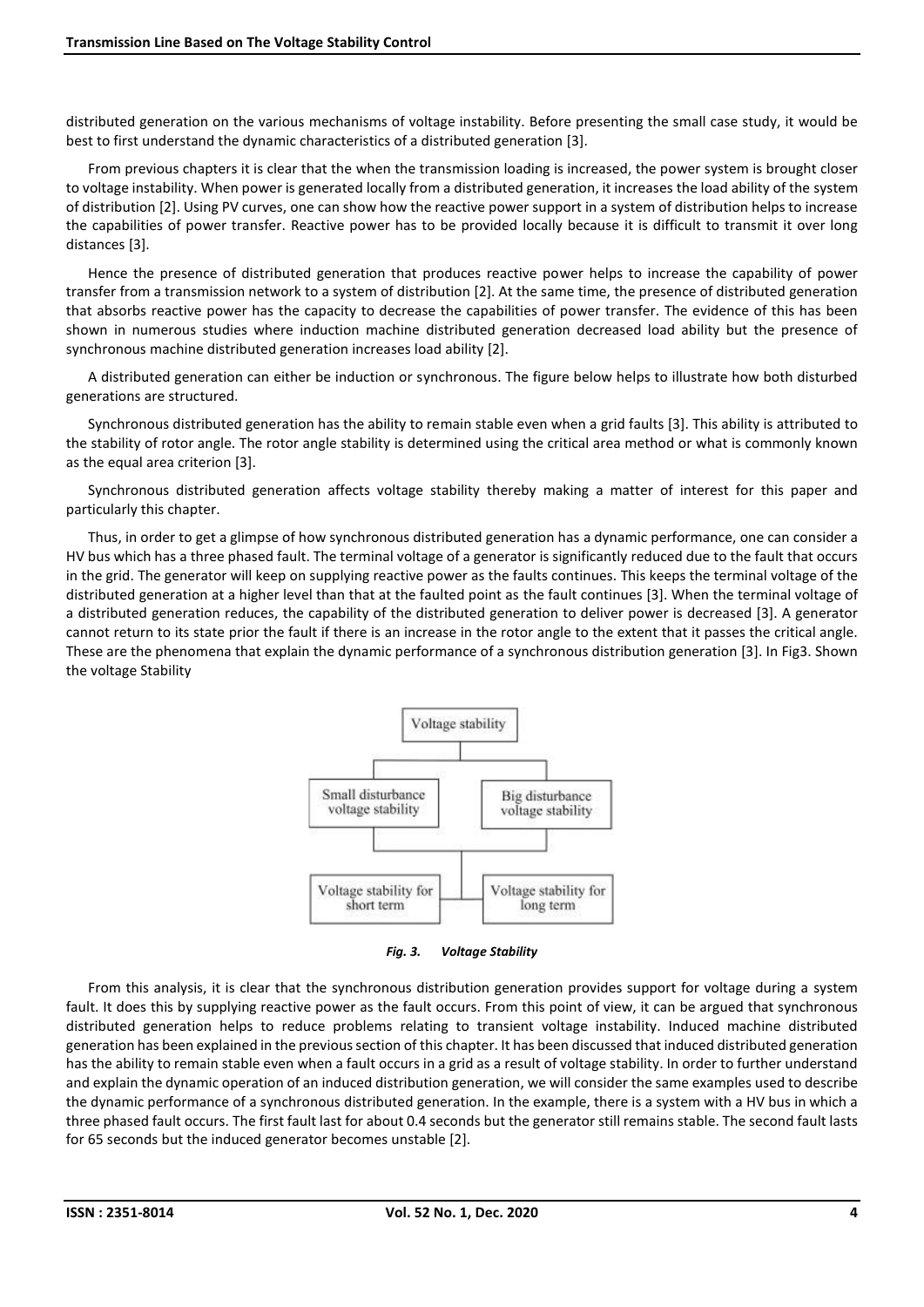distributed generation on the various mechanisms of voltage instability. Before presenting the small case study, it would be best to first understand the dynamic characteristics of a distributed generation [3].

From previous chapters it is clear that the when the transmission loading is increased, the power system is brought closer to voltage instability. When power is generated locally from a distributed generation, it increases the load ability of the system of distribution [2]. Using PV curves, one can show how the reactive power support in a system of distribution helps to increase the capabilities of power transfer. Reactive power has to be provided locally because it is difficult to transmit it over long distances [3].

Hence the presence of distributed generation that produces reactive power helps to increase the capability of power transfer from a transmission network to a system of distribution [2]. At the same time, the presence of distributed generation that absorbs reactive power has the capacity to decrease the capabilities of power transfer. The evidence of this has been shown in numerous studies where induction machine distributed generation decreased load ability but the presence of synchronous machine distributed generation increases load ability [2].

A distributed generation can either be induction or synchronous. The figure below helps to illustrate how both disturbed generations are structured.

Synchronous distributed generation has the ability to remain stable even when a grid faults [3]. This ability is attributed to the stability of rotor angle. The rotor angle stability is determined using the critical area method or what is commonly known as the equal area criterion [3].

Synchronous distributed generation affects voltage stability thereby making a matter of interest for this paper and particularly this chapter.

Thus, in order to get a glimpse of how synchronous distributed generation has a dynamic performance, one can consider a HV bus which has a three phased fault. The terminal voltage of a generator is significantly reduced due to the fault that occurs in the grid. The generator will keep on supplying reactive power as the faults continues. This keeps the terminal voltage of the distributed generation at a higher level than that at the faulted point as the fault continues [3]. When the terminal voltage of a distributed generation reduces, the capability of the distributed generation to deliver power is decreased [3]. A generator cannot return to its state prior the fault if there is an increase in the rotor angle to the extent that it passes the critical angle. These are the phenomena that explain the dynamic performance of a synchronous distribution generation [3]. In Fig3. Shown the voltage Stability

Voltage stability

Small disturbance voltage stability | Big disturbance voltage stability

Voltage stability for short term | Voltage stability for long term

*Fig. 3. Voltage Stability*

From this analysis, it is clear that the synchronous distribution generation provides support for voltage during a system fault. It does this by supplying reactive power as the fault occurs. From this point of view, it can be argued that synchronous distributed generation helps to reduce problems relating to transient voltage instability. Induced machine distributed generation has been explained in the previous section of this chapter. It has been discussed that induced distributed generation has the ability to remain stable even when a fault occurs in a grid as a result of voltage stability. In order to further understand and explain the dynamic operation of an induced distribution generation, we will consider the same examples used to describe the dynamic performance of a synchronous distributed generation. In the example, there is a system with a HV bus in which a three phased fault occurs. The first fault last for about 0.4 seconds but the generator still remains stable. The second fault lasts for 65 seconds but the induced generator becomes unstable [2].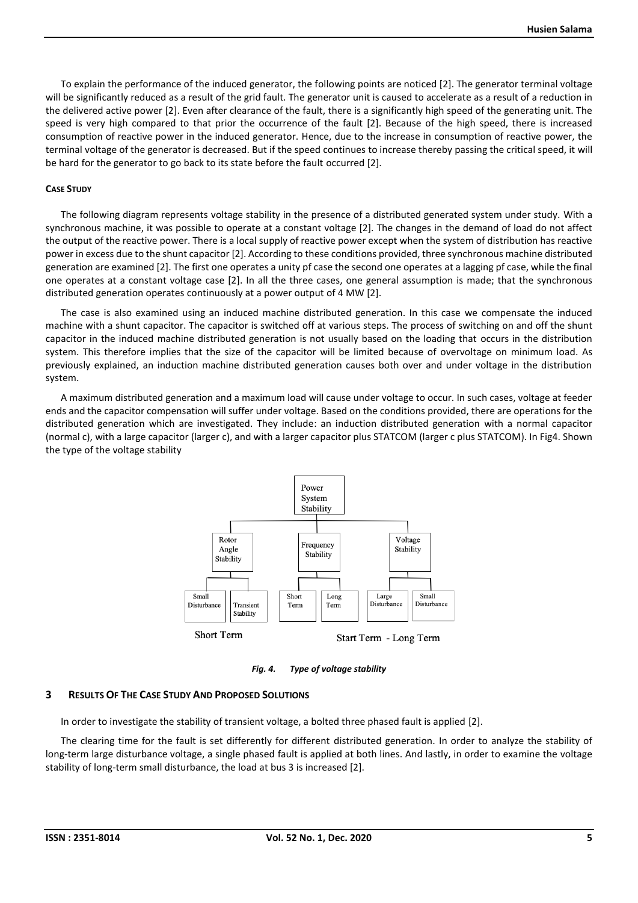To explain the performance of the induced generator, the following points are noticed [2]. The generator terminal voltage will be significantly reduced as a result of the grid fault. The generator unit is caused to accelerate as a result of a reduction in the delivered active power [2]. Even after clearance of the fault, there is a significantly high speed of the generating unit. The speed is very high compared to that prior the occurrence of the fault [2]. Because of the high speed, there is increased consumption of reactive power in the induced generator. Hence, due to the increase in consumption of reactive power, the terminal voltage of the generator is decreased. But if the speed continues to increase thereby passing the critical speed, it will be hard for the generator to go back to its state before the fault occurred [2].

#### CASE STUDY

The following diagram represents voltage stability in the presence of a distributed generated system under study. With a synchronous machine, it was possible to operate at a constant voltage [2]. The changes in the demand of load do not affect the output of the reactive power. There is a local supply of reactive power except when the system of distribution has reactive power in excess due to the shunt capacitor [2]. According to these conditions provided, three synchronous machine distributed generation are examined [2]. The first one operates a unity pf case the second one operates at a lagging pf case, while the final one operates at a constant voltage case [2]. In all the three cases, one general assumption is made; that the synchronous distributed generation operates continuously at a power output of 4 MW [2].

The case is also examined using an induced machine distributed generation. In this case we compensate the induced machine with a shunt capacitor. The capacitor is switched off at various steps. The process of switching on and off the shunt capacitor in the induced machine distributed generation is not usually based on the loading that occurs in the distribution system. This therefore implies that the size of the capacitor will be limited because of overvoltage on minimum load. As previously explained, an induction machine distributed generation causes both over and under voltage in the distribution system.

A maximum distributed generation and a maximum load will cause under voltage to occur. In such cases, voltage at feeder ends and the capacitor compensation will suffer under voltage. Based on the conditions provided, there are operations for the distributed generation which are investigated. They include: an induction distributed generation with a normal capacitor (normal c), with a large capacitor (larger c), and with a larger capacitor plus STATCOM (larger c plus STATCOM). In Fig4. Shown the type of the voltage stability

Power System Stability
- Rotor Angle Stability
  - Small Disturbance
  - Transient Stability
- Frequency Stability
  - Short Term
  - Long Term
- Voltage Stability
  - Large Disturbance
  - Small Disturbance

Short Term — Start Term - Long Term

*Fig. 4. Type of voltage stability*

## 3 RESULTS OF THE CASE STUDY AND PROPOSED SOLUTIONS

In order to investigate the stability of transient voltage, a bolted three phased fault is applied [2].

The clearing time for the fault is set differently for different distributed generation. In order to analyze the stability of long-term large disturbance voltage, a single phased fault is applied at both lines. And lastly, in order to examine the voltage stability of long-term small disturbance, the load at bus 3 is increased [2].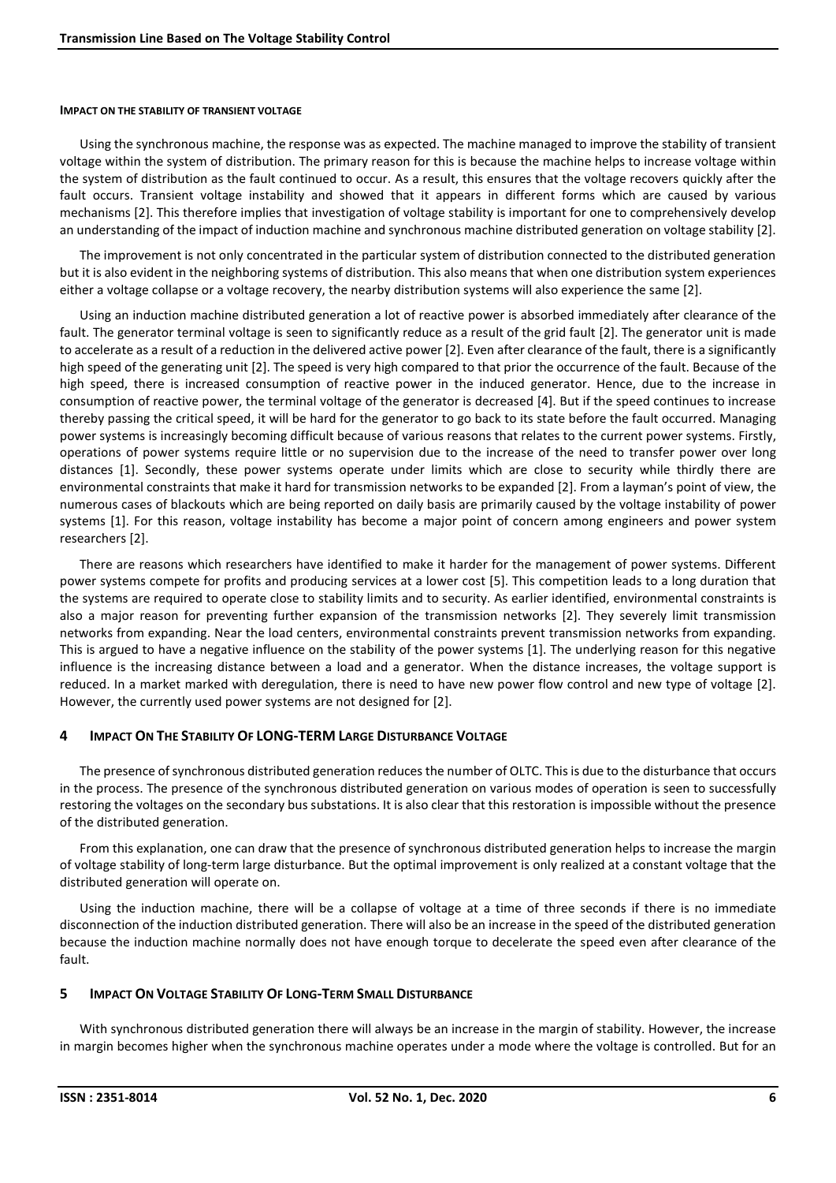#### IMPACT ON THE STABILITY OF TRANSIENT VOLTAGE

Using the synchronous machine, the response was as expected. The machine managed to improve the stability of transient voltage within the system of distribution. The primary reason for this is because the machine helps to increase voltage within the system of distribution as the fault continued to occur. As a result, this ensures that the voltage recovers quickly after the fault occurs. Transient voltage instability and showed that it appears in different forms which are caused by various mechanisms [2]. This therefore implies that investigation of voltage stability is important for one to comprehensively develop an understanding of the impact of induction machine and synchronous machine distributed generation on voltage stability [2].

The improvement is not only concentrated in the particular system of distribution connected to the distributed generation but it is also evident in the neighboring systems of distribution. This also means that when one distribution system experiences either a voltage collapse or a voltage recovery, the nearby distribution systems will also experience the same [2].

Using an induction machine distributed generation a lot of reactive power is absorbed immediately after clearance of the fault. The generator terminal voltage is seen to significantly reduce as a result of the grid fault [2]. The generator unit is made to accelerate as a result of a reduction in the delivered active power [2]. Even after clearance of the fault, there is a significantly high speed of the generating unit [2]. The speed is very high compared to that prior the occurrence of the fault. Because of the high speed, there is increased consumption of reactive power in the induced generator. Hence, due to the increase in consumption of reactive power, the terminal voltage of the generator is decreased [4]. But if the speed continues to increase thereby passing the critical speed, it will be hard for the generator to go back to its state before the fault occurred. Managing power systems is increasingly becoming difficult because of various reasons that relates to the current power systems. Firstly, operations of power systems require little or no supervision due to the increase of the need to transfer power over long distances [1]. Secondly, these power systems operate under limits which are close to security while thirdly there are environmental constraints that make it hard for transmission networks to be expanded [2]. From a layman's point of view, the numerous cases of blackouts which are being reported on daily basis are primarily caused by the voltage instability of power systems [1]. For this reason, voltage instability has become a major point of concern among engineers and power system researchers [2].

There are reasons which researchers have identified to make it harder for the management of power systems. Different power systems compete for profits and producing services at a lower cost [5]. This competition leads to a long duration that the systems are required to operate close to stability limits and to security. As earlier identified, environmental constraints is also a major reason for preventing further expansion of the transmission networks [2]. They severely limit transmission networks from expanding. Near the load centers, environmental constraints prevent transmission networks from expanding. This is argued to have a negative influence on the stability of the power systems [1]. The underlying reason for this negative influence is the increasing distance between a load and a generator. When the distance increases, the voltage support is reduced. In a market marked with deregulation, there is need to have new power flow control and new type of voltage [2]. However, the currently used power systems are not designed for [2].

## 4 IMPACT ON THE STABILITY OF LONG-TERM LARGE DISTURBANCE VOLTAGE

The presence of synchronous distributed generation reduces the number of OLTC. This is due to the disturbance that occurs in the process. The presence of the synchronous distributed generation on various modes of operation is seen to successfully restoring the voltages on the secondary bus substations. It is also clear that this restoration is impossible without the presence of the distributed generation.

From this explanation, one can draw that the presence of synchronous distributed generation helps to increase the margin of voltage stability of long-term large disturbance. But the optimal improvement is only realized at a constant voltage that the distributed generation will operate on.

Using the induction machine, there will be a collapse of voltage at a time of three seconds if there is no immediate disconnection of the induction distributed generation. There will also be an increase in the speed of the distributed generation because the induction machine normally does not have enough torque to decelerate the speed even after clearance of the fault.

## 5 IMPACT ON VOLTAGE STABILITY OF LONG-TERM SMALL DISTURBANCE

With synchronous distributed generation there will always be an increase in the margin of stability. However, the increase in margin becomes higher when the synchronous machine operates under a mode where the voltage is controlled. But for an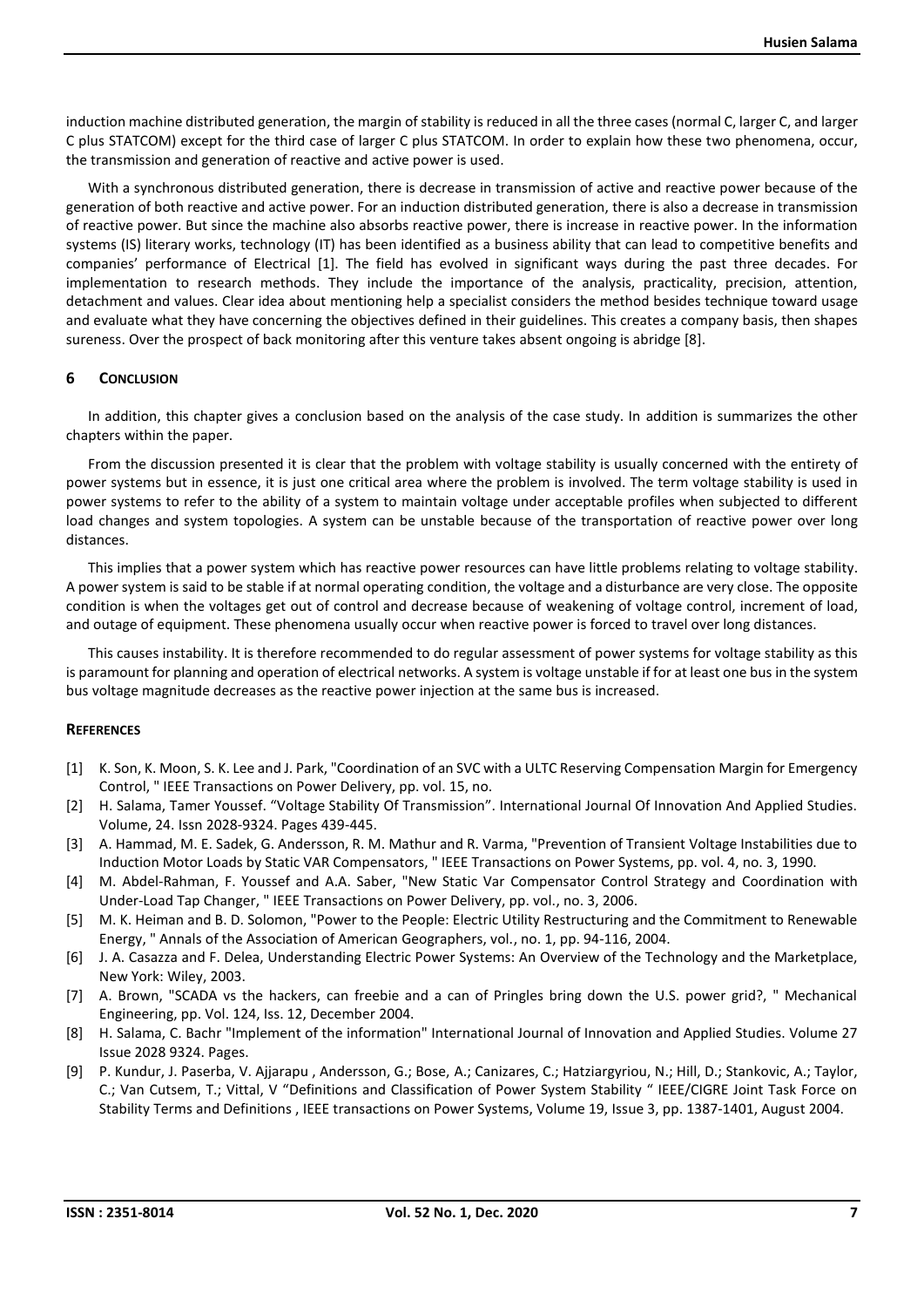induction machine distributed generation, the margin of stability is reduced in all the three cases (normal C, larger C, and larger C plus STATCOM) except for the third case of larger C plus STATCOM. In order to explain how these two phenomena, occur, the transmission and generation of reactive and active power is used.

With a synchronous distributed generation, there is decrease in transmission of active and reactive power because of the generation of both reactive and active power. For an induction distributed generation, there is also a decrease in transmission of reactive power. But since the machine also absorbs reactive power, there is increase in reactive power. In the information systems (IS) literary works, technology (IT) has been identified as a business ability that can lead to competitive benefits and companies' performance of Electrical [1]. The field has evolved in significant ways during the past three decades. For implementation to research methods. They include the importance of the analysis, practicality, precision, attention, detachment and values. Clear idea about mentioning help a specialist considers the method besides technique toward usage and evaluate what they have concerning the objectives defined in their guidelines. This creates a company basis, then shapes sureness. Over the prospect of back monitoring after this venture takes absent ongoing is abridge [8].

## 6 CONCLUSION

In addition, this chapter gives a conclusion based on the analysis of the case study. In addition is summarizes the other chapters within the paper.

From the discussion presented it is clear that the problem with voltage stability is usually concerned with the entirety of power systems but in essence, it is just one critical area where the problem is involved. The term voltage stability is used in power systems to refer to the ability of a system to maintain voltage under acceptable profiles when subjected to different load changes and system topologies. A system can be unstable because of the transportation of reactive power over long distances.

This implies that a power system which has reactive power resources can have little problems relating to voltage stability. A power system is said to be stable if at normal operating condition, the voltage and a disturbance are very close. The opposite condition is when the voltages get out of control and decrease because of weakening of voltage control, increment of load, and outage of equipment. These phenomena usually occur when reactive power is forced to travel over long distances.

This causes instability. It is therefore recommended to do regular assessment of power systems for voltage stability as this is paramount for planning and operation of electrical networks. A system is voltage unstable if for at least one bus in the system bus voltage magnitude decreases as the reactive power injection at the same bus is increased.

## REFERENCES

[1] K. Son, K. Moon, S. K. Lee and J. Park, "Coordination of an SVC with a ULTC Reserving Compensation Margin for Emergency Control, " IEEE Transactions on Power Delivery, pp. vol. 15, no.

[2] H. Salama, Tamer Youssef. "Voltage Stability Of Transmission". International Journal Of Innovation And Applied Studies. Volume, 24. Issn 2028-9324. Pages 439-445.

[3] A. Hammad, M. E. Sadek, G. Andersson, R. M. Mathur and R. Varma, "Prevention of Transient Voltage Instabilities due to Induction Motor Loads by Static VAR Compensators, " IEEE Transactions on Power Systems, pp. vol. 4, no. 3, 1990.

[4] M. Abdel-Rahman, F. Youssef and A.A. Saber, "New Static Var Compensator Control Strategy and Coordination with Under-Load Tap Changer, " IEEE Transactions on Power Delivery, pp. vol., no. 3, 2006.

[5] M. K. Heiman and B. D. Solomon, "Power to the People: Electric Utility Restructuring and the Commitment to Renewable Energy, " Annals of the Association of American Geographers, vol., no. 1, pp. 94-116, 2004.

[6] J. A. Casazza and F. Delea, Understanding Electric Power Systems: An Overview of the Technology and the Marketplace, New York: Wiley, 2003.

[7] A. Brown, "SCADA vs the hackers, can freebie and a can of Pringles bring down the U.S. power grid?, " Mechanical Engineering, pp. Vol. 124, Iss. 12, December 2004.

[8] H. Salama, C. Bachr "Implement of the information" International Journal of Innovation and Applied Studies. Volume 27 Issue 2028 9324. Pages.

[9] P. Kundur, J. Paserba, V. Ajjarapu , Andersson, G.; Bose, A.; Canizares, C.; Hatziargyriou, N.; Hill, D.; Stankovic, A.; Taylor, C.; Van Cutsem, T.; Vittal, V "Definitions and Classification of Power System Stability " IEEE/CIGRE Joint Task Force on Stability Terms and Definitions , IEEE transactions on Power Systems, Volume 19, Issue 3, pp. 1387-1401, August 2004.